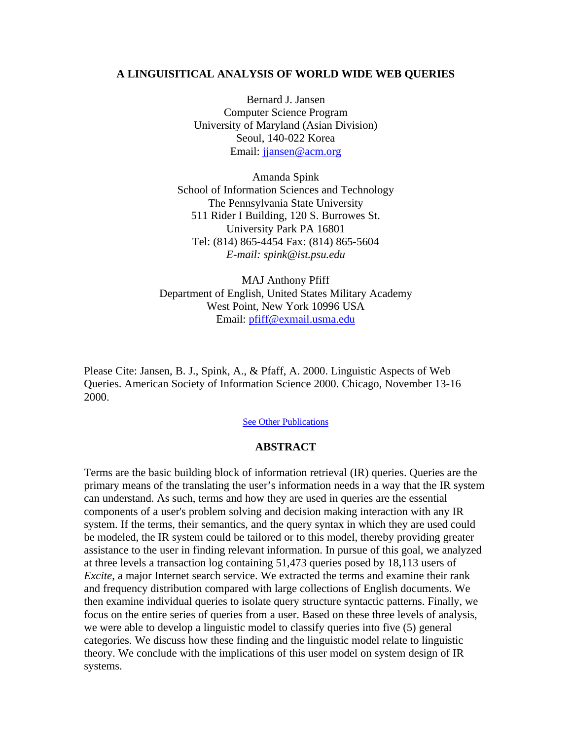# A LINGUISITICAL ANALYSIS OF WORLD WIDE WEB QUERIES

Bernard J. Jansen  
Computer Science Program  
University of Maryland (Asian Division)  
Seoul, 140-022 Korea  
Email: jjansen@acm.org

Amanda Spink  
School of Information Sciences and Technology  
The Pennsylvania State University  
511 Rider I Building, 120 S. Burrowes St.  
University Park PA 16801  
Tel: (814) 865-4454 Fax: (814) 865-5604  
*E-mail: spink@ist.psu.edu*

MAJ Anthony Pfiff  
Department of English, United States Military Academy  
West Point, New York 10996 USA  
Email: pfiff@exmail.usma.edu

Please Cite: Jansen, B. J., Spink, A., & Pfaff, A. 2000. Linguistic Aspects of Web Queries. American Society of Information Science 2000. Chicago, November 13-16 2000.

See Other Publications

## ABSTRACT

Terms are the basic building block of information retrieval (IR) queries. Queries are the primary means of the translating the user's information needs in a way that the IR system can understand. As such, terms and how they are used in queries are the essential components of a user's problem solving and decision making interaction with any IR system. If the terms, their semantics, and the query syntax in which they are used could be modeled, the IR system could be tailored or to this model, thereby providing greater assistance to the user in finding relevant information. In pursue of this goal, we analyzed at three levels a transaction log containing 51,473 queries posed by 18,113 users of *Excite*, a major Internet search service. We extracted the terms and examine their rank and frequency distribution compared with large collections of English documents. We then examine individual queries to isolate query structure syntactic patterns. Finally, we focus on the entire series of queries from a user. Based on these three levels of analysis, we were able to develop a linguistic model to classify queries into five (5) general categories. We discuss how these finding and the linguistic model relate to linguistic theory. We conclude with the implications of this user model on system design of IR systems.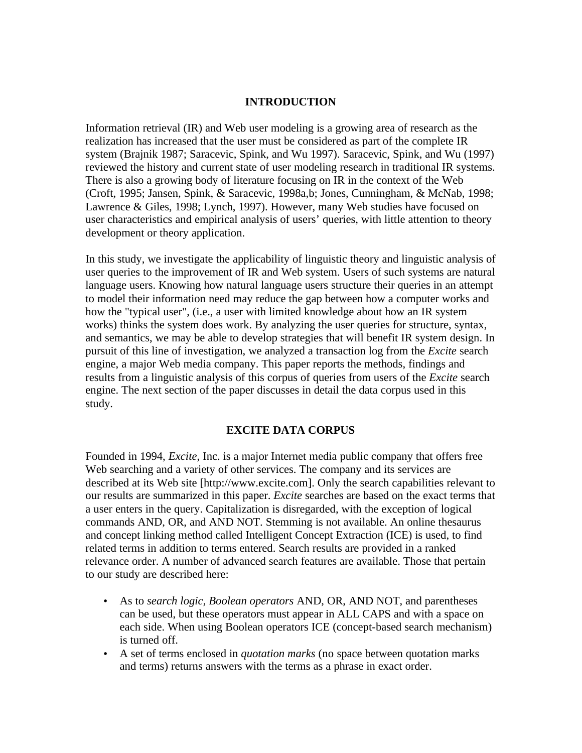## INTRODUCTION

Information retrieval (IR) and Web user modeling is a growing area of research as the realization has increased that the user must be considered as part of the complete IR system (Brajnik 1987; Saracevic, Spink, and Wu 1997). Saracevic, Spink, and Wu (1997) reviewed the history and current state of user modeling research in traditional IR systems. There is also a growing body of literature focusing on IR in the context of the Web (Croft, 1995; Jansen, Spink, & Saracevic, 1998a,b; Jones, Cunningham, & McNab, 1998; Lawrence & Giles, 1998; Lynch, 1997). However, many Web studies have focused on user characteristics and empirical analysis of users' queries, with little attention to theory development or theory application.

In this study, we investigate the applicability of linguistic theory and linguistic analysis of user queries to the improvement of IR and Web system. Users of such systems are natural language users. Knowing how natural language users structure their queries in an attempt to model their information need may reduce the gap between how a computer works and how the "typical user", (i.e., a user with limited knowledge about how an IR system works) thinks the system does work. By analyzing the user queries for structure, syntax, and semantics, we may be able to develop strategies that will benefit IR system design. In pursuit of this line of investigation, we analyzed a transaction log from the *Excite* search engine, a major Web media company. This paper reports the methods, findings and results from a linguistic analysis of this corpus of queries from users of the *Excite* search engine. The next section of the paper discusses in detail the data corpus used in this study.

## EXCITE DATA CORPUS

Founded in 1994, *Excite*, Inc. is a major Internet media public company that offers free Web searching and a variety of other services. The company and its services are described at its Web site [http://www.excite.com]. Only the search capabilities relevant to our results are summarized in this paper. *Excite* searches are based on the exact terms that a user enters in the query. Capitalization is disregarded, with the exception of logical commands AND, OR, and AND NOT. Stemming is not available. An online thesaurus and concept linking method called Intelligent Concept Extraction (ICE) is used, to find related terms in addition to terms entered. Search results are provided in a ranked relevance order. A number of advanced search features are available. Those that pertain to our study are described here:

- As to *search logic, Boolean operators* AND, OR, AND NOT, and parentheses can be used, but these operators must appear in ALL CAPS and with a space on each side. When using Boolean operators ICE (concept-based search mechanism) is turned off.
- A set of terms enclosed in *quotation marks* (no space between quotation marks and terms) returns answers with the terms as a phrase in exact order.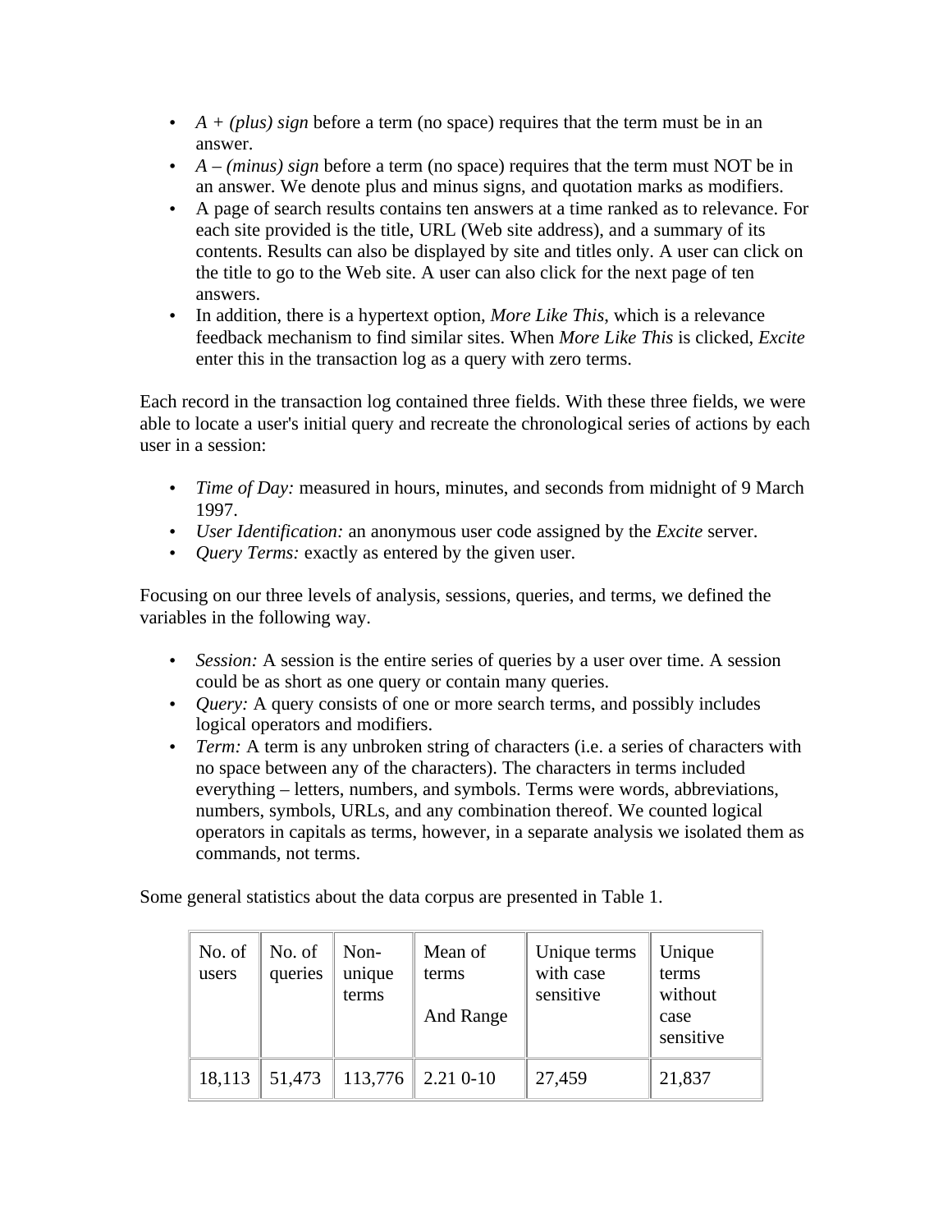- *A + (plus) sign* before a term (no space) requires that the term must be in an answer.
- *A – (minus) sign* before a term (no space) requires that the term must NOT be in an answer. We denote plus and minus signs, and quotation marks as modifiers.
- A page of search results contains ten answers at a time ranked as to relevance. For each site provided is the title, URL (Web site address), and a summary of its contents. Results can also be displayed by site and titles only. A user can click on the title to go to the Web site. A user can also click for the next page of ten answers.
- In addition, there is a hypertext option, *More Like This*, which is a relevance feedback mechanism to find similar sites. When *More Like This* is clicked, *Excite* enter this in the transaction log as a query with zero terms.

Each record in the transaction log contained three fields. With these three fields, we were able to locate a user's initial query and recreate the chronological series of actions by each user in a session:

- *Time of Day:* measured in hours, minutes, and seconds from midnight of 9 March 1997.
- *User Identification:* an anonymous user code assigned by the *Excite* server.
- *Query Terms:* exactly as entered by the given user.

Focusing on our three levels of analysis, sessions, queries, and terms, we defined the variables in the following way.

- *Session:* A session is the entire series of queries by a user over time. A session could be as short as one query or contain many queries.
- *Query:* A query consists of one or more search terms, and possibly includes logical operators and modifiers.
- *Term:* A term is any unbroken string of characters (i.e. a series of characters with no space between any of the characters). The characters in terms included everything – letters, numbers, and symbols. Terms were words, abbreviations, numbers, symbols, URLs, and any combination thereof. We counted logical operators in capitals as terms, however, in a separate analysis we isolated them as commands, not terms.

Some general statistics about the data corpus are presented in Table 1.

| No. of users | No. of queries | Non-unique terms | Mean of terms And Range | Unique terms with case sensitive | Unique terms without case sensitive |
|---|---|---|---|---|---|
| 18,113 | 51,473 | 113,776 | 2.21 0-10 | 27,459 | 21,837 |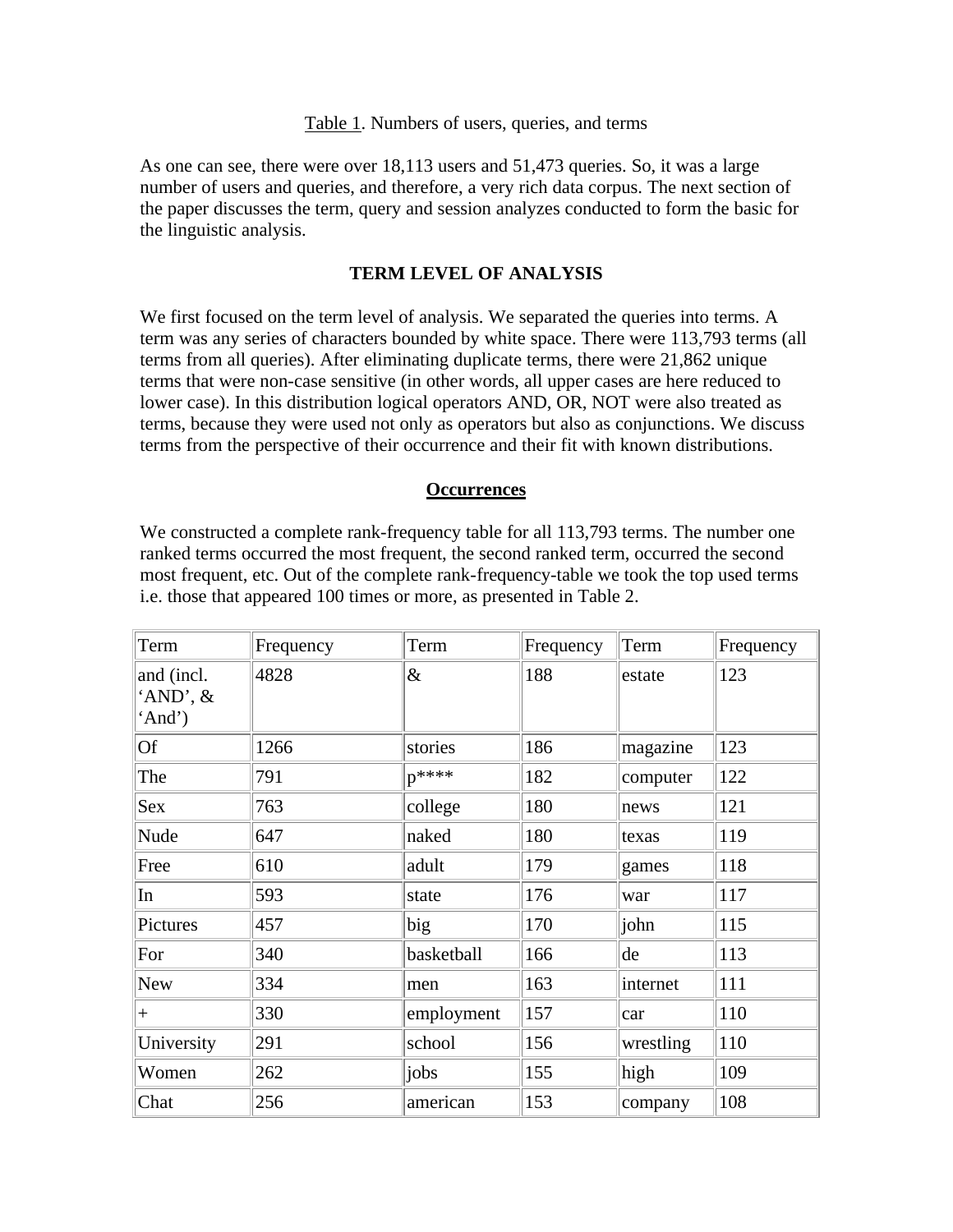Table 1. Numbers of users, queries, and terms

As one can see, there were over 18,113 users and 51,473 queries. So, it was a large number of users and queries, and therefore, a very rich data corpus. The next section of the paper discusses the term, query and session analyzes conducted to form the basic for the linguistic analysis.

## TERM LEVEL OF ANALYSIS

We first focused on the term level of analysis. We separated the queries into terms. A term was any series of characters bounded by white space. There were 113,793 terms (all terms from all queries). After eliminating duplicate terms, there were 21,862 unique terms that were non-case sensitive (in other words, all upper cases are here reduced to lower case). In this distribution logical operators AND, OR, NOT were also treated as terms, because they were used not only as operators but also as conjunctions. We discuss terms from the perspective of their occurrence and their fit with known distributions.

### Occurrences

We constructed a complete rank-frequency table for all 113,793 terms. The number one ranked terms occurred the most frequent, the second ranked term, occurred the second most frequent, etc. Out of the complete rank-frequency-table we took the top used terms i.e. those that appeared 100 times or more, as presented in Table 2.

| Term | Frequency | Term | Frequency | Term | Frequency |
|---|---|---|---|---|---|
| and (incl. 'AND', & 'And') | 4828 | & | 188 | estate | 123 |
| Of | 1266 | stories | 186 | magazine | 123 |
| The | 791 | p**** | 182 | computer | 122 |
| Sex | 763 | college | 180 | news | 121 |
| Nude | 647 | naked | 180 | texas | 119 |
| Free | 610 | adult | 179 | games | 118 |
| In | 593 | state | 176 | war | 117 |
| Pictures | 457 | big | 170 | john | 115 |
| For | 340 | basketball | 166 | de | 113 |
| New | 334 | men | 163 | internet | 111 |
| + | 330 | employment | 157 | car | 110 |
| University | 291 | school | 156 | wrestling | 110 |
| Women | 262 | jobs | 155 | high | 109 |
| Chat | 256 | american | 153 | company | 108 |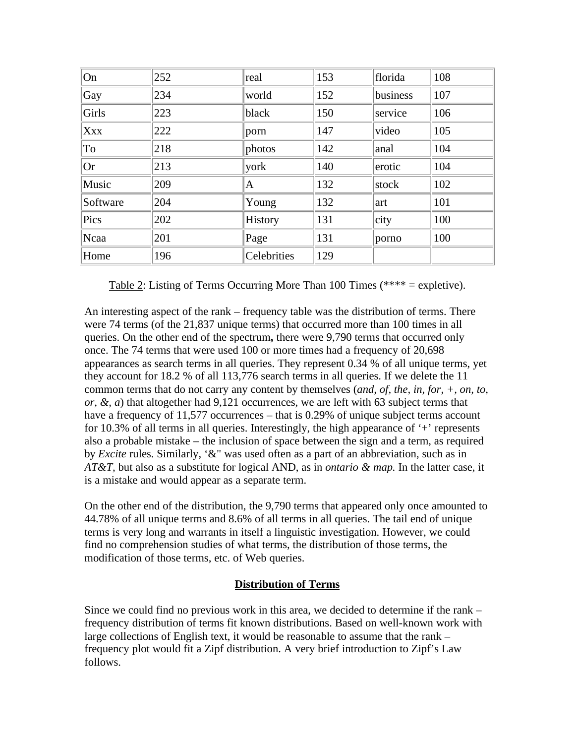| On | 252 | real | 153 | florida | 108 |
|---|---|---|---|---|---|
| Gay | 234 | world | 152 | business | 107 |
| Girls | 223 | black | 150 | service | 106 |
| Xxx | 222 | porn | 147 | video | 105 |
| To | 218 | photos | 142 | anal | 104 |
| Or | 213 | york | 140 | erotic | 104 |
| Music | 209 | A | 132 | stock | 102 |
| Software | 204 | Young | 132 | art | 101 |
| Pics | 202 | History | 131 | city | 100 |
| Ncaa | 201 | Page | 131 | porno | 100 |
| Home | 196 | Celebrities | 129 | | |

Table 2: Listing of Terms Occurring More Than 100 Times (**** = expletive).

An interesting aspect of the rank – frequency table was the distribution of terms. There were 74 terms (of the 21,837 unique terms) that occurred more than 100 times in all queries. On the other end of the spectrum**,** there were 9,790 terms that occurred only once. The 74 terms that were used 100 or more times had a frequency of 20,698 appearances as search terms in all queries. They represent 0.34 % of all unique terms, yet they account for 18.2 % of all 113,776 search terms in all queries. If we delete the 11 common terms that do not carry any content by themselves (*and, of, the, in, for, +, on, to, or, &, a*) that altogether had 9,121 occurrences, we are left with 63 subject terms that have a frequency of 11,577 occurrences – that is 0.29% of unique subject terms account for 10.3% of all terms in all queries. Interestingly, the high appearance of '+' represents also a probable mistake – the inclusion of space between the sign and a term, as required by *Excite* rules. Similarly, '&" was used often as a part of an abbreviation, such as in *AT&T,* but also as a substitute for logical AND, as in *ontario & map.* In the latter case, it is a mistake and would appear as a separate term.

On the other end of the distribution, the 9,790 terms that appeared only once amounted to 44.78% of all unique terms and 8.6% of all terms in all queries. The tail end of unique terms is very long and warrants in itself a linguistic investigation. However, we could find no comprehension studies of what terms, the distribution of those terms, the modification of those terms, etc. of Web queries.

## Distribution of Terms

Since we could find no previous work in this area, we decided to determine if the rank – frequency distribution of terms fit known distributions. Based on well-known work with large collections of English text, it would be reasonable to assume that the rank – frequency plot would fit a Zipf distribution. A very brief introduction to Zipf's Law follows.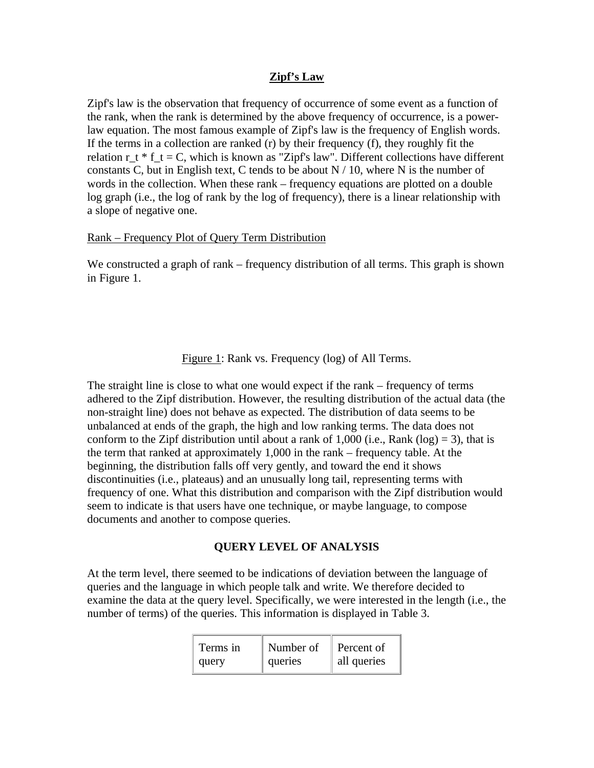## Zipf's Law

Zipf's law is the observation that frequency of occurrence of some event as a function of the rank, when the rank is determined by the above frequency of occurrence, is a power-law equation. The most famous example of Zipf's law is the frequency of English words. If the terms in a collection are ranked (r) by their frequency (f), they roughly fit the relation $r_t * f_t = C$, which is known as "Zipf's law". Different collections have different constants C, but in English text, C tends to be about N / 10, where N is the number of words in the collection. When these rank – frequency equations are plotted on a double log graph (i.e., the log of rank by the log of frequency), there is a linear relationship with a slope of negative one.

### Rank – Frequency Plot of Query Term Distribution

We constructed a graph of rank – frequency distribution of all terms. This graph is shown in Figure 1.

Figure 1: Rank vs. Frequency (log) of All Terms.

The straight line is close to what one would expect if the rank – frequency of terms adhered to the Zipf distribution. However, the resulting distribution of the actual data (the non-straight line) does not behave as expected. The distribution of data seems to be unbalanced at ends of the graph, the high and low ranking terms. The data does not conform to the Zipf distribution until about a rank of 1,000 (i.e., Rank (log) = 3), that is the term that ranked at approximately 1,000 in the rank – frequency table. At the beginning, the distribution falls off very gently, and toward the end it shows discontinuities (i.e., plateaus) and an unusually long tail, representing terms with frequency of one. What this distribution and comparison with the Zipf distribution would seem to indicate is that users have one technique, or maybe language, to compose documents and another to compose queries.

## QUERY LEVEL OF ANALYSIS

At the term level, there seemed to be indications of deviation between the language of queries and the language in which people talk and write. We therefore decided to examine the data at the query level. Specifically, we were interested in the length (i.e., the number of terms) of the queries. This information is displayed in Table 3.

| Terms in query | Number of queries | Percent of all queries |
|---|---|---|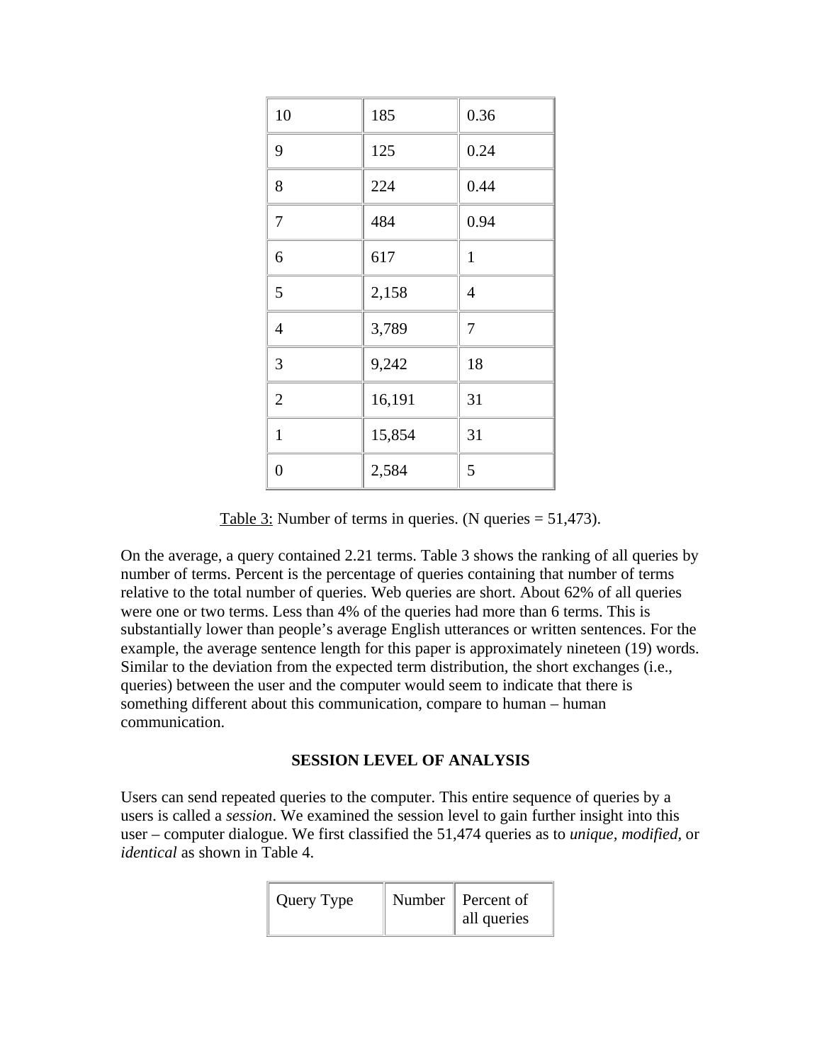| | | |
|---|---|---|
| 10 | 185 | 0.36 |
| 9 | 125 | 0.24 |
| 8 | 224 | 0.44 |
| 7 | 484 | 0.94 |
| 6 | 617 | 1 |
| 5 | 2,158 | 4 |
| 4 | 3,789 | 7 |
| 3 | 9,242 | 18 |
| 2 | 16,191 | 31 |
| 1 | 15,854 | 31 |
| 0 | 2,584 | 5 |

Table 3: Number of terms in queries. (N queries = 51,473).

On the average, a query contained 2.21 terms. Table 3 shows the ranking of all queries by number of terms. Percent is the percentage of queries containing that number of terms relative to the total number of queries. Web queries are short. About 62% of all queries were one or two terms. Less than 4% of the queries had more than 6 terms. This is substantially lower than people's average English utterances or written sentences. For the example, the average sentence length for this paper is approximately nineteen (19) words. Similar to the deviation from the expected term distribution, the short exchanges (i.e., queries) between the user and the computer would seem to indicate that there is something different about this communication, compare to human – human communication.

## SESSION LEVEL OF ANALYSIS

Users can send repeated queries to the computer. This entire sequence of queries by a users is called a *session*. We examined the session level to gain further insight into this user – computer dialogue. We first classified the 51,474 queries as to *unique, modified,* or *identical* as shown in Table 4.

| Query Type | Number | Percent of all queries |
|---|---|---|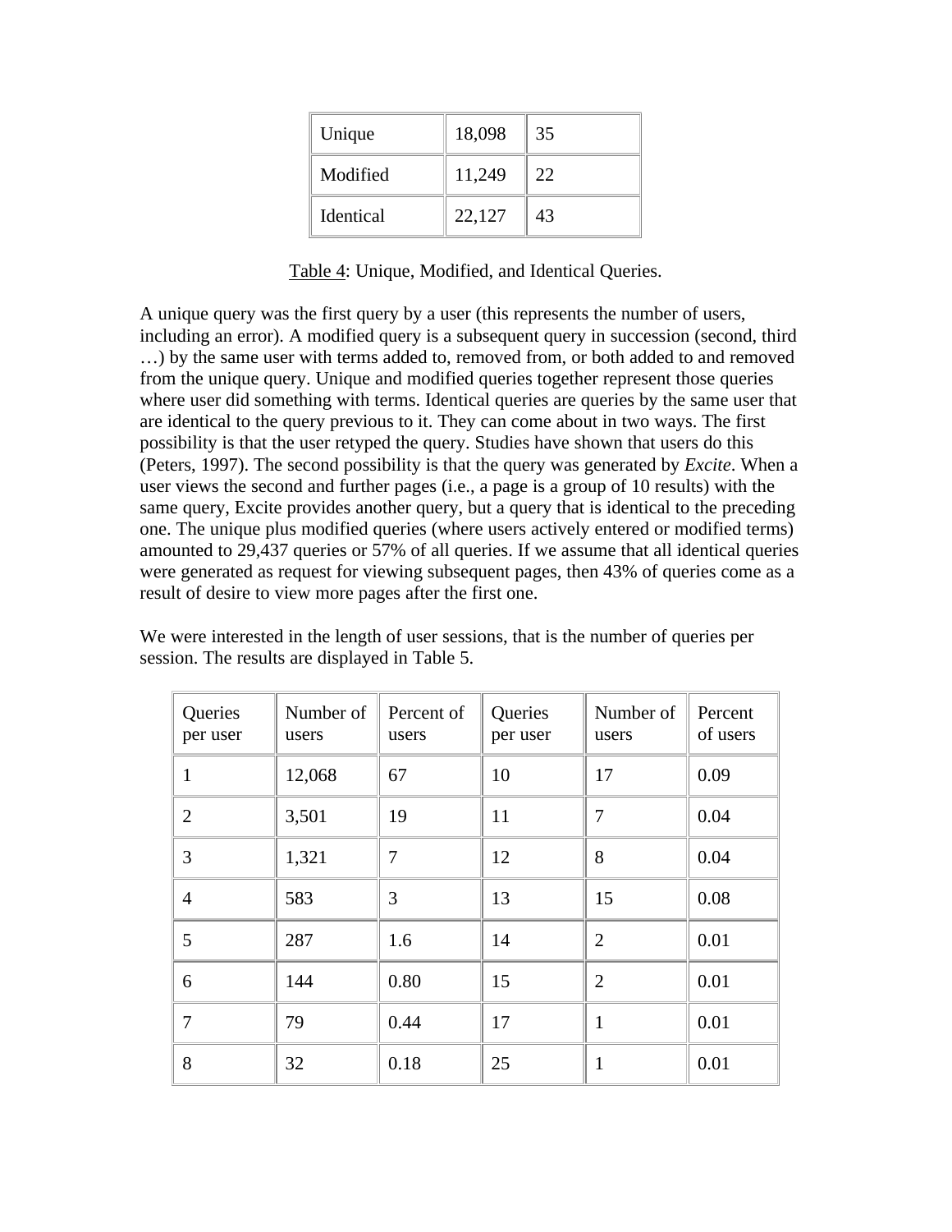| Unique | 18,098 | 35 |
| --- | --- | --- |
| Modified | 11,249 | 22 |
| Identical | 22,127 | 43 |

Table 4: Unique, Modified, and Identical Queries.

A unique query was the first query by a user (this represents the number of users, including an error). A modified query is a subsequent query in succession (second, third …) by the same user with terms added to, removed from, or both added to and removed from the unique query. Unique and modified queries together represent those queries where user did something with terms. Identical queries are queries by the same user that are identical to the query previous to it. They can come about in two ways. The first possibility is that the user retyped the query. Studies have shown that users do this (Peters, 1997). The second possibility is that the query was generated by *Excite*. When a user views the second and further pages (i.e., a page is a group of 10 results) with the same query, Excite provides another query, but a query that is identical to the preceding one. The unique plus modified queries (where users actively entered or modified terms) amounted to 29,437 queries or 57% of all queries. If we assume that all identical queries were generated as request for viewing subsequent pages, then 43% of queries come as a result of desire to view more pages after the first one.

We were interested in the length of user sessions, that is the number of queries per session. The results are displayed in Table 5.

| Queries per user | Number of users | Percent of users | Queries per user | Number of users | Percent of users |
| --- | --- | --- | --- | --- | --- |
| 1 | 12,068 | 67 | 10 | 17 | 0.09 |
| 2 | 3,501 | 19 | 11 | 7 | 0.04 |
| 3 | 1,321 | 7 | 12 | 8 | 0.04 |
| 4 | 583 | 3 | 13 | 15 | 0.08 |
| 5 | 287 | 1.6 | 14 | 2 | 0.01 |
| 6 | 144 | 0.80 | 15 | 2 | 0.01 |
| 7 | 79 | 0.44 | 17 | 1 | 0.01 |
| 8 | 32 | 0.18 | 25 | 1 | 0.01 |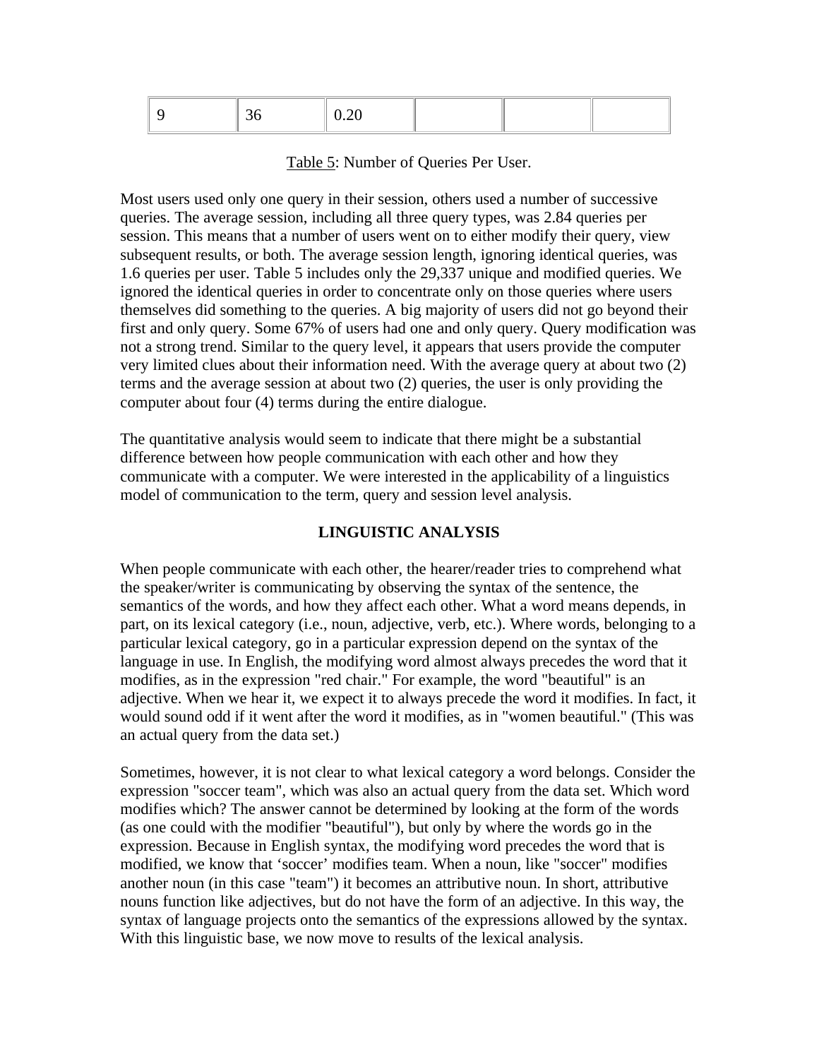| 9 | 36 | 0.20 | | | |
|---|---|---|---|---|---|

Table 5: Number of Queries Per User.

Most users used only one query in their session, others used a number of successive queries. The average session, including all three query types, was 2.84 queries per session. This means that a number of users went on to either modify their query, view subsequent results, or both. The average session length, ignoring identical queries, was 1.6 queries per user. Table 5 includes only the 29,337 unique and modified queries. We ignored the identical queries in order to concentrate only on those queries where users themselves did something to the queries. A big majority of users did not go beyond their first and only query. Some 67% of users had one and only query. Query modification was not a strong trend. Similar to the query level, it appears that users provide the computer very limited clues about their information need. With the average query at about two (2) terms and the average session at about two (2) queries, the user is only providing the computer about four (4) terms during the entire dialogue.

The quantitative analysis would seem to indicate that there might be a substantial difference between how people communication with each other and how they communicate with a computer. We were interested in the applicability of a linguistics model of communication to the term, query and session level analysis.

## LINGUISTIC ANALYSIS

When people communicate with each other, the hearer/reader tries to comprehend what the speaker/writer is communicating by observing the syntax of the sentence, the semantics of the words, and how they affect each other. What a word means depends, in part, on its lexical category (i.e., noun, adjective, verb, etc.). Where words, belonging to a particular lexical category, go in a particular expression depend on the syntax of the language in use. In English, the modifying word almost always precedes the word that it modifies, as in the expression "red chair." For example, the word "beautiful" is an adjective. When we hear it, we expect it to always precede the word it modifies. In fact, it would sound odd if it went after the word it modifies, as in "women beautiful." (This was an actual query from the data set.)

Sometimes, however, it is not clear to what lexical category a word belongs. Consider the expression "soccer team", which was also an actual query from the data set. Which word modifies which? The answer cannot be determined by looking at the form of the words (as one could with the modifier "beautiful"), but only by where the words go in the expression. Because in English syntax, the modifying word precedes the word that is modified, we know that 'soccer' modifies team. When a noun, like "soccer" modifies another noun (in this case "team") it becomes an attributive noun. In short, attributive nouns function like adjectives, but do not have the form of an adjective. In this way, the syntax of language projects onto the semantics of the expressions allowed by the syntax. With this linguistic base, we now move to results of the lexical analysis.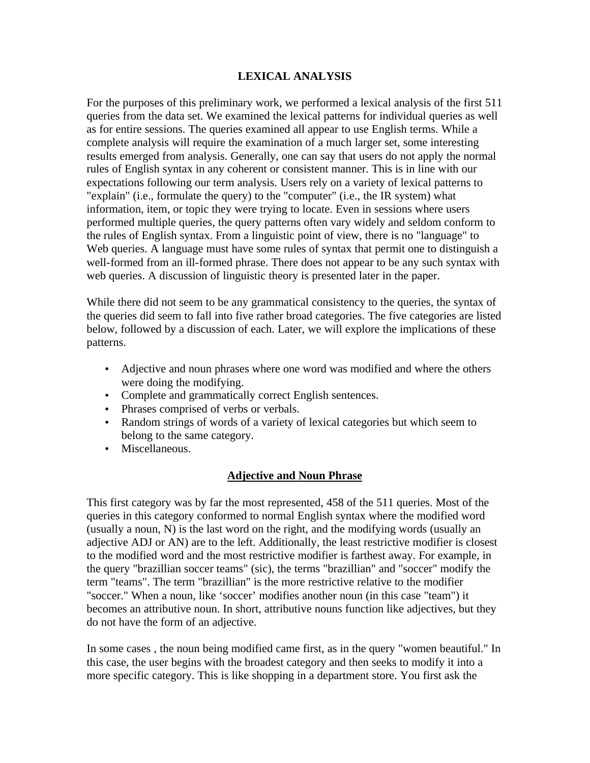## LEXICAL ANALYSIS

For the purposes of this preliminary work, we performed a lexical analysis of the first 511 queries from the data set. We examined the lexical patterns for individual queries as well as for entire sessions. The queries examined all appear to use English terms. While a complete analysis will require the examination of a much larger set, some interesting results emerged from analysis. Generally, one can say that users do not apply the normal rules of English syntax in any coherent or consistent manner. This is in line with our expectations following our term analysis. Users rely on a variety of lexical patterns to "explain" (i.e., formulate the query) to the "computer" (i.e., the IR system) what information, item, or topic they were trying to locate. Even in sessions where users performed multiple queries, the query patterns often vary widely and seldom conform to the rules of English syntax. From a linguistic point of view, there is no "language" to Web queries. A language must have some rules of syntax that permit one to distinguish a well-formed from an ill-formed phrase. There does not appear to be any such syntax with web queries. A discussion of linguistic theory is presented later in the paper.

While there did not seem to be any grammatical consistency to the queries, the syntax of the queries did seem to fall into five rather broad categories. The five categories are listed below, followed by a discussion of each. Later, we will explore the implications of these patterns.

- Adjective and noun phrases where one word was modified and where the others were doing the modifying.
- Complete and grammatically correct English sentences.
- Phrases comprised of verbs or verbals.
- Random strings of words of a variety of lexical categories but which seem to belong to the same category.
- Miscellaneous.

### Adjective and Noun Phrase

This first category was by far the most represented, 458 of the 511 queries. Most of the queries in this category conformed to normal English syntax where the modified word (usually a noun, N) is the last word on the right, and the modifying words (usually an adjective ADJ or AN) are to the left. Additionally, the least restrictive modifier is closest to the modified word and the most restrictive modifier is farthest away. For example, in the query "brazillian soccer teams" (sic), the terms "brazillian" and "soccer" modify the term "teams". The term "brazillian" is the more restrictive relative to the modifier "soccer." When a noun, like 'soccer' modifies another noun (in this case "team") it becomes an attributive noun. In short, attributive nouns function like adjectives, but they do not have the form of an adjective.

In some cases , the noun being modified came first, as in the query "women beautiful." In this case, the user begins with the broadest category and then seeks to modify it into a more specific category. This is like shopping in a department store. You first ask the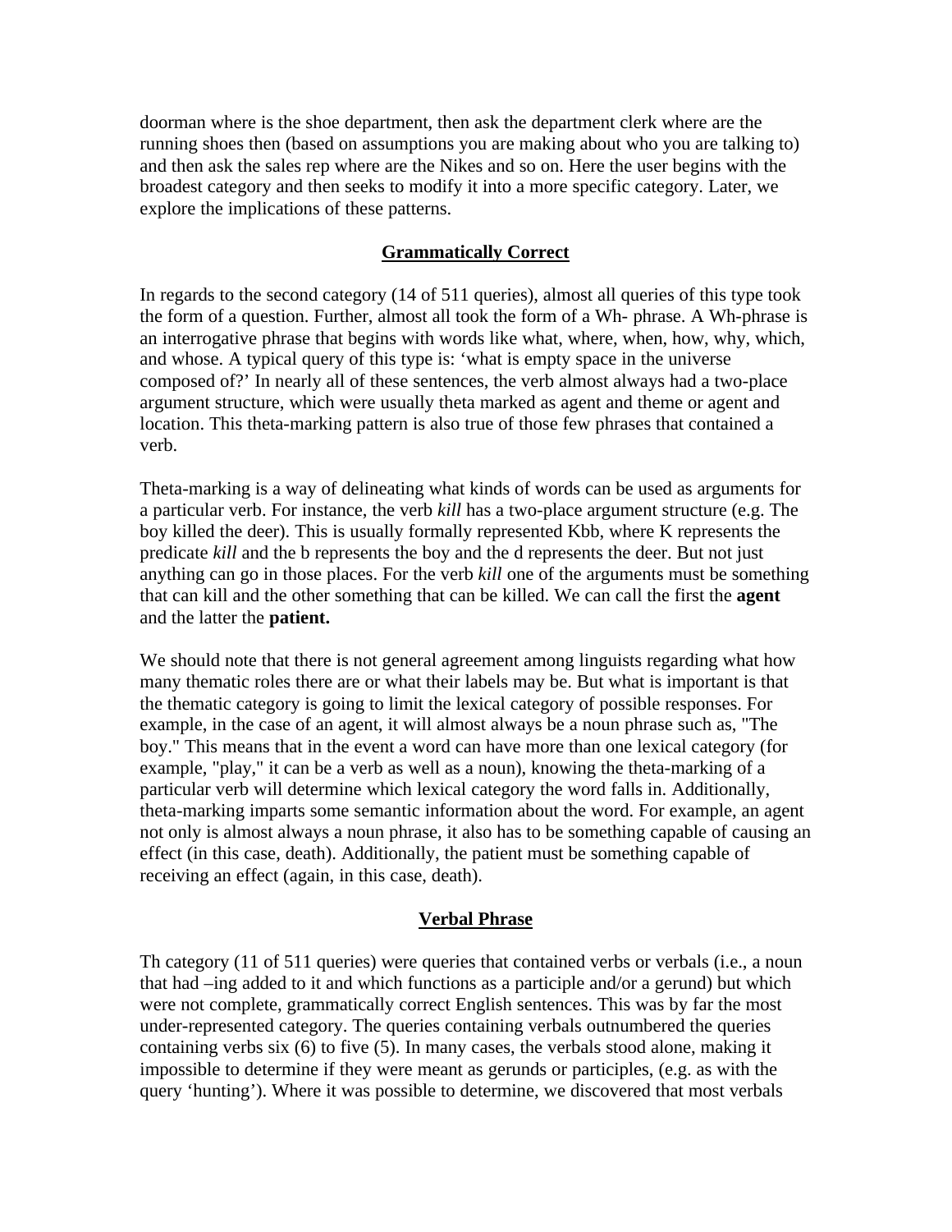doorman where is the shoe department, then ask the department clerk where are the running shoes then (based on assumptions you are making about who you are talking to) and then ask the sales rep where are the Nikes and so on. Here the user begins with the broadest category and then seeks to modify it into a more specific category. Later, we explore the implications of these patterns.

## Grammatically Correct

In regards to the second category (14 of 511 queries), almost all queries of this type took the form of a question. Further, almost all took the form of a Wh- phrase. A Wh-phrase is an interrogative phrase that begins with words like what, where, when, how, why, which, and whose. A typical query of this type is: 'what is empty space in the universe composed of?' In nearly all of these sentences, the verb almost always had a two-place argument structure, which were usually theta marked as agent and theme or agent and location. This theta-marking pattern is also true of those few phrases that contained a verb.

Theta-marking is a way of delineating what kinds of words can be used as arguments for a particular verb. For instance, the verb *kill* has a two-place argument structure (e.g. The boy killed the deer). This is usually formally represented Kbb, where K represents the predicate *kill* and the b represents the boy and the d represents the deer. But not just anything can go in those places. For the verb *kill* one of the arguments must be something that can kill and the other something that can be killed. We can call the first the **agent** and the latter the **patient.**

We should note that there is not general agreement among linguists regarding what how many thematic roles there are or what their labels may be. But what is important is that the thematic category is going to limit the lexical category of possible responses. For example, in the case of an agent, it will almost always be a noun phrase such as, "The boy." This means that in the event a word can have more than one lexical category (for example, "play," it can be a verb as well as a noun), knowing the theta-marking of a particular verb will determine which lexical category the word falls in. Additionally, theta-marking imparts some semantic information about the word. For example, an agent not only is almost always a noun phrase, it also has to be something capable of causing an effect (in this case, death). Additionally, the patient must be something capable of receiving an effect (again, in this case, death).

## Verbal Phrase

Th category (11 of 511 queries) were queries that contained verbs or verbals (i.e., a noun that had –ing added to it and which functions as a participle and/or a gerund) but which were not complete, grammatically correct English sentences. This was by far the most under-represented category. The queries containing verbals outnumbered the queries containing verbs six (6) to five (5). In many cases, the verbals stood alone, making it impossible to determine if they were meant as gerunds or participles, (e.g. as with the query 'hunting'). Where it was possible to determine, we discovered that most verbals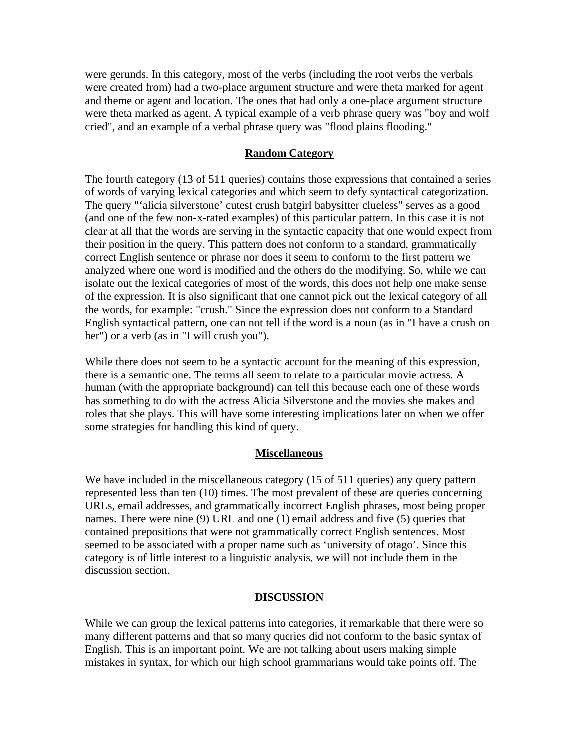were gerunds. In this category, most of the verbs (including the root verbs the verbals were created from) had a two-place argument structure and were theta marked for agent and theme or agent and location. The ones that had only a one-place argument structure were theta marked as agent. A typical example of a verb phrase query was "boy and wolf cried", and an example of a verbal phrase query was "flood plains flooding."

## Random Category

The fourth category (13 of 511 queries) contains those expressions that contained a series of words of varying lexical categories and which seem to defy syntactical categorization. The query "'alicia silverstone' cutest crush batgirl babysitter clueless" serves as a good (and one of the few non-x-rated examples) of this particular pattern. In this case it is not clear at all that the words are serving in the syntactic capacity that one would expect from their position in the query. This pattern does not conform to a standard, grammatically correct English sentence or phrase nor does it seem to conform to the first pattern we analyzed where one word is modified and the others do the modifying. So, while we can isolate out the lexical categories of most of the words, this does not help one make sense of the expression. It is also significant that one cannot pick out the lexical category of all the words, for example: "crush." Since the expression does not conform to a Standard English syntactical pattern, one can not tell if the word is a noun (as in "I have a crush on her") or a verb (as in "I will crush you").

While there does not seem to be a syntactic account for the meaning of this expression, there is a semantic one. The terms all seem to relate to a particular movie actress. A human (with the appropriate background) can tell this because each one of these words has something to do with the actress Alicia Silverstone and the movies she makes and roles that she plays. This will have some interesting implications later on when we offer some strategies for handling this kind of query.

## Miscellaneous

We have included in the miscellaneous category (15 of 511 queries) any query pattern represented less than ten (10) times. The most prevalent of these are queries concerning URLs, email addresses, and grammatically incorrect English phrases, most being proper names. There were nine (9) URL and one (1) email address and five (5) queries that contained prepositions that were not grammatically correct English sentences. Most seemed to be associated with a proper name such as 'university of otago'. Since this category is of little interest to a linguistic analysis, we will not include them in the discussion section.

## DISCUSSION

While we can group the lexical patterns into categories, it remarkable that there were so many different patterns and that so many queries did not conform to the basic syntax of English. This is an important point. We are not talking about users making simple mistakes in syntax, for which our high school grammarians would take points off. The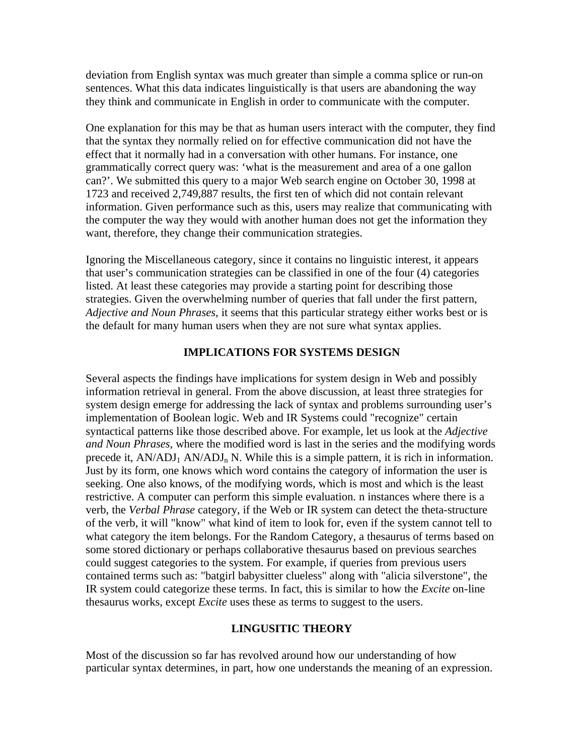deviation from English syntax was much greater than simple a comma splice or run-on sentences. What this data indicates linguistically is that users are abandoning the way they think and communicate in English in order to communicate with the computer.

One explanation for this may be that as human users interact with the computer, they find that the syntax they normally relied on for effective communication did not have the effect that it normally had in a conversation with other humans. For instance, one grammatically correct query was: 'what is the measurement and area of a one gallon can?'. We submitted this query to a major Web search engine on October 30, 1998 at 1723 and received 2,749,887 results, the first ten of which did not contain relevant information. Given performance such as this, users may realize that communicating with the computer the way they would with another human does not get the information they want, therefore, they change their communication strategies.

Ignoring the Miscellaneous category, since it contains no linguistic interest, it appears that user's communication strategies can be classified in one of the four (4) categories listed. At least these categories may provide a starting point for describing those strategies. Given the overwhelming number of queries that fall under the first pattern, *Adjective and Noun Phrases*, it seems that this particular strategy either works best or is the default for many human users when they are not sure what syntax applies.

## IMPLICATIONS FOR SYSTEMS DESIGN

Several aspects the findings have implications for system design in Web and possibly information retrieval in general. From the above discussion, at least three strategies for system design emerge for addressing the lack of syntax and problems surrounding user's implementation of Boolean logic. Web and IR Systems could "recognize" certain syntactical patterns like those described above. For example, let us look at the *Adjective and Noun Phrases*, where the modified word is last in the series and the modifying words precede it, $AN/ADJ_1$ $AN/ADJ_n$ N. While this is a simple pattern, it is rich in information. Just by its form, one knows which word contains the category of information the user is seeking. One also knows, of the modifying words, which is most and which is the least restrictive. A computer can perform this simple evaluation. n instances where there is a verb, the *Verbal Phrase* category, if the Web or IR system can detect the theta-structure of the verb, it will "know" what kind of item to look for, even if the system cannot tell to what category the item belongs. For the Random Category, a thesaurus of terms based on some stored dictionary or perhaps collaborative thesaurus based on previous searches could suggest categories to the system. For example, if queries from previous users contained terms such as: "batgirl babysitter clueless" along with "alicia silverstone", the IR system could categorize these terms. In fact, this is similar to how the *Excite* on-line thesaurus works, except *Excite* uses these as terms to suggest to the users.

## LINGUSITIC THEORY

Most of the discussion so far has revolved around how our understanding of how particular syntax determines, in part, how one understands the meaning of an expression.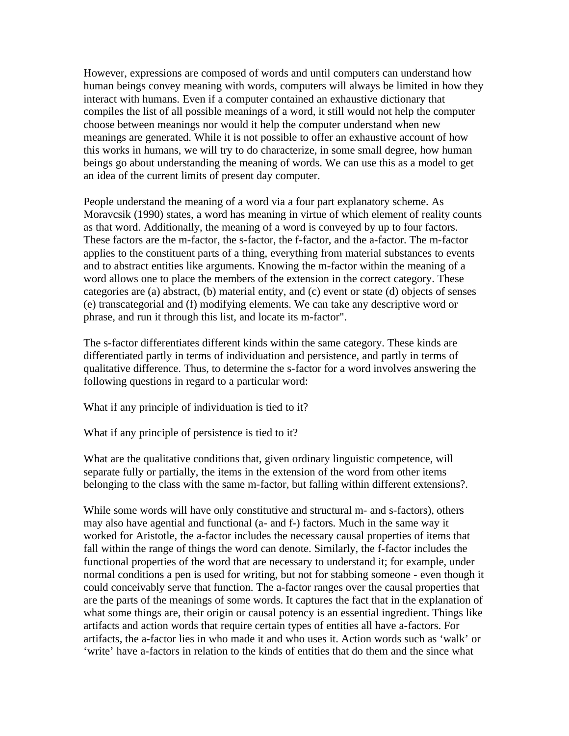However, expressions are composed of words and until computers can understand how human beings convey meaning with words, computers will always be limited in how they interact with humans. Even if a computer contained an exhaustive dictionary that compiles the list of all possible meanings of a word, it still would not help the computer choose between meanings nor would it help the computer understand when new meanings are generated. While it is not possible to offer an exhaustive account of how this works in humans, we will try to do characterize, in some small degree, how human beings go about understanding the meaning of words. We can use this as a model to get an idea of the current limits of present day computer.

People understand the meaning of a word via a four part explanatory scheme. As Moravcsik (1990) states, a word has meaning in virtue of which element of reality counts as that word. Additionally, the meaning of a word is conveyed by up to four factors. These factors are the m-factor, the s-factor, the f-factor, and the a-factor. The m-factor applies to the constituent parts of a thing, everything from material substances to events and to abstract entities like arguments. Knowing the m-factor within the meaning of a word allows one to place the members of the extension in the correct category. These categories are (a) abstract, (b) material entity, and (c) event or state (d) objects of senses (e) transcategorial and (f) modifying elements. We can take any descriptive word or phrase, and run it through this list, and locate its m-factor".

The s-factor differentiates different kinds within the same category. These kinds are differentiated partly in terms of individuation and persistence, and partly in terms of qualitative difference. Thus, to determine the s-factor for a word involves answering the following questions in regard to a particular word:

What if any principle of individuation is tied to it?

What if any principle of persistence is tied to it?

What are the qualitative conditions that, given ordinary linguistic competence, will separate fully or partially, the items in the extension of the word from other items belonging to the class with the same m-factor, but falling within different extensions?.

While some words will have only constitutive and structural m- and s-factors), others may also have agential and functional (a- and f-) factors. Much in the same way it worked for Aristotle, the a-factor includes the necessary causal properties of items that fall within the range of things the word can denote. Similarly, the f-factor includes the functional properties of the word that are necessary to understand it; for example, under normal conditions a pen is used for writing, but not for stabbing someone - even though it could conceivably serve that function. The a-factor ranges over the causal properties that are the parts of the meanings of some words. It captures the fact that in the explanation of what some things are, their origin or causal potency is an essential ingredient. Things like artifacts and action words that require certain types of entities all have a-factors. For artifacts, the a-factor lies in who made it and who uses it. Action words such as 'walk' or 'write' have a-factors in relation to the kinds of entities that do them and the since what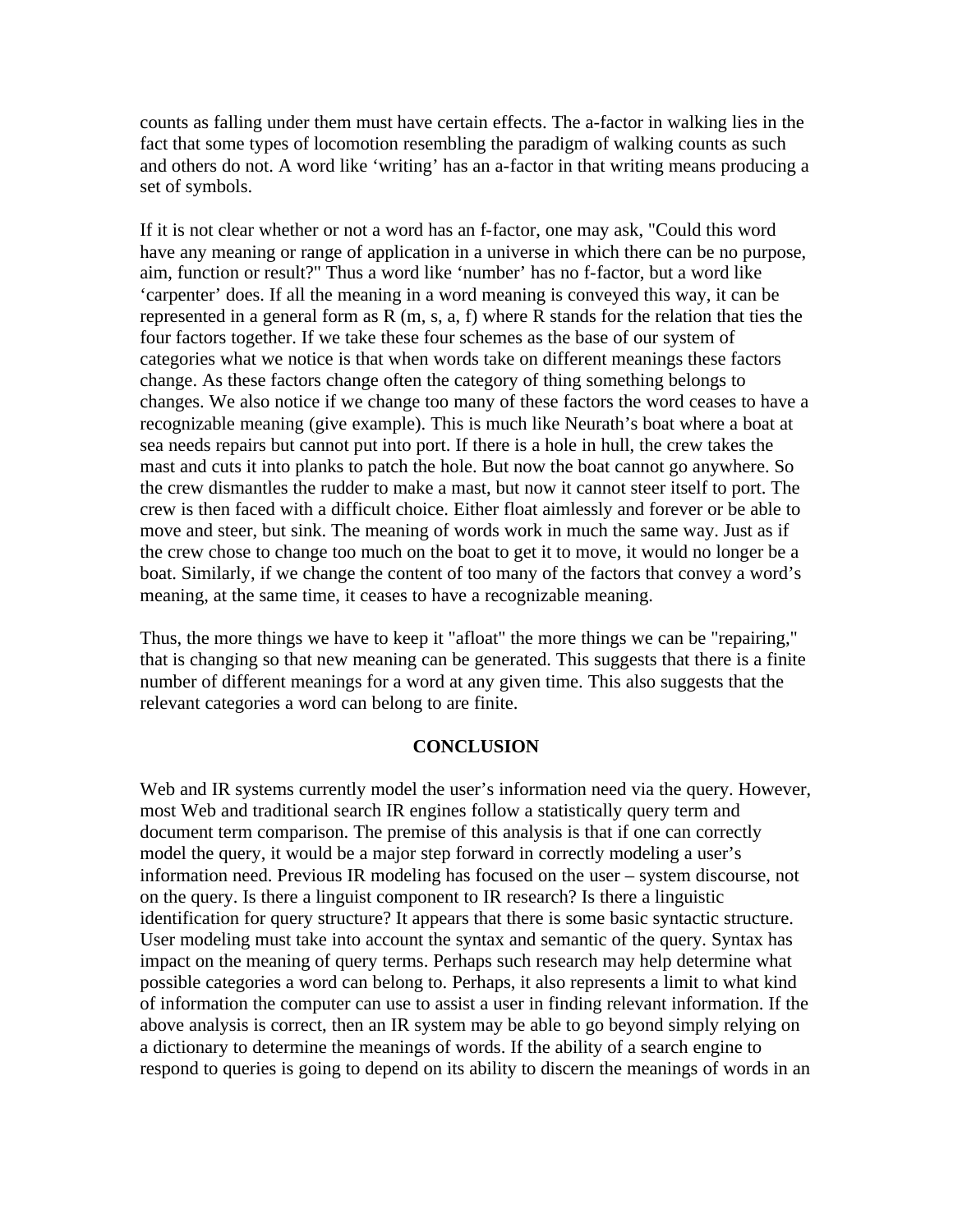counts as falling under them must have certain effects. The a-factor in walking lies in the fact that some types of locomotion resembling the paradigm of walking counts as such and others do not. A word like ‘writing’ has an a-factor in that writing means producing a set of symbols.

If it is not clear whether or not a word has an f-factor, one may ask, "Could this word have any meaning or range of application in a universe in which there can be no purpose, aim, function or result?" Thus a word like ‘number’ has no f-factor, but a word like ‘carpenter’ does. If all the meaning in a word meaning is conveyed this way, it can be represented in a general form as R (m, s, a, f) where R stands for the relation that ties the four factors together. If we take these four schemes as the base of our system of categories what we notice is that when words take on different meanings these factors change. As these factors change often the category of thing something belongs to changes. We also notice if we change too many of these factors the word ceases to have a recognizable meaning (give example). This is much like Neurath’s boat where a boat at sea needs repairs but cannot put into port. If there is a hole in hull, the crew takes the mast and cuts it into planks to patch the hole. But now the boat cannot go anywhere. So the crew dismantles the rudder to make a mast, but now it cannot steer itself to port. The crew is then faced with a difficult choice. Either float aimlessly and forever or be able to move and steer, but sink. The meaning of words work in much the same way. Just as if the crew chose to change too much on the boat to get it to move, it would no longer be a boat. Similarly, if we change the content of too many of the factors that convey a word’s meaning, at the same time, it ceases to have a recognizable meaning.

Thus, the more things we have to keep it "afloat" the more things we can be "repairing," that is changing so that new meaning can be generated. This suggests that there is a finite number of different meanings for a word at any given time. This also suggests that the relevant categories a word can belong to are finite.

## CONCLUSION

Web and IR systems currently model the user’s information need via the query. However, most Web and traditional search IR engines follow a statistically query term and document term comparison. The premise of this analysis is that if one can correctly model the query, it would be a major step forward in correctly modeling a user’s information need. Previous IR modeling has focused on the user – system discourse, not on the query. Is there a linguist component to IR research? Is there a linguistic identification for query structure? It appears that there is some basic syntactic structure. User modeling must take into account the syntax and semantic of the query. Syntax has impact on the meaning of query terms. Perhaps such research may help determine what possible categories a word can belong to. Perhaps, it also represents a limit to what kind of information the computer can use to assist a user in finding relevant information. If the above analysis is correct, then an IR system may be able to go beyond simply relying on a dictionary to determine the meanings of words. If the ability of a search engine to respond to queries is going to depend on its ability to discern the meanings of words in an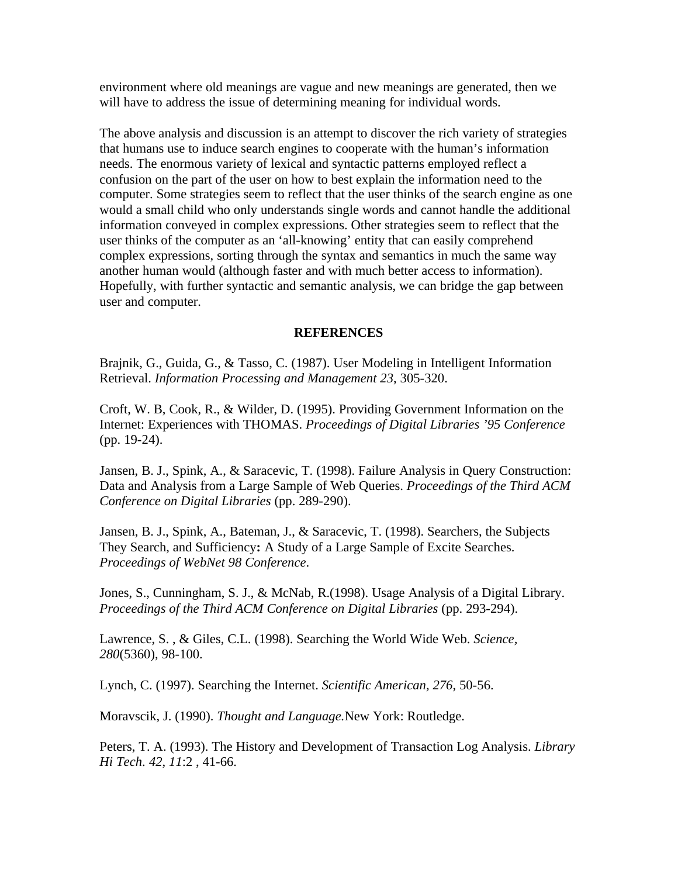environment where old meanings are vague and new meanings are generated, then we will have to address the issue of determining meaning for individual words.

The above analysis and discussion is an attempt to discover the rich variety of strategies that humans use to induce search engines to cooperate with the human's information needs. The enormous variety of lexical and syntactic patterns employed reflect a confusion on the part of the user on how to best explain the information need to the computer. Some strategies seem to reflect that the user thinks of the search engine as one would a small child who only understands single words and cannot handle the additional information conveyed in complex expressions. Other strategies seem to reflect that the user thinks of the computer as an 'all-knowing' entity that can easily comprehend complex expressions, sorting through the syntax and semantics in much the same way another human would (although faster and with much better access to information). Hopefully, with further syntactic and semantic analysis, we can bridge the gap between user and computer.

## REFERENCES

Brajnik, G., Guida, G., & Tasso, C. (1987). User Modeling in Intelligent Information Retrieval. *Information Processing and Management 23*, 305-320.

Croft, W. B, Cook, R., & Wilder, D. (1995). Providing Government Information on the Internet: Experiences with THOMAS. *Proceedings of Digital Libraries '95 Conference* (pp. 19-24).

Jansen, B. J., Spink, A., & Saracevic, T. (1998). Failure Analysis in Query Construction: Data and Analysis from a Large Sample of Web Queries. *Proceedings of the Third ACM Conference on Digital Libraries* (pp. 289-290).

Jansen, B. J., Spink, A., Bateman, J., & Saracevic, T. (1998). Searchers, the Subjects They Search, and Sufficiency**:** A Study of a Large Sample of Excite Searches. *Proceedings of WebNet 98 Conference*.

Jones, S., Cunningham, S. J., & McNab, R.(1998). Usage Analysis of a Digital Library. *Proceedings of the Third ACM Conference on Digital Libraries* (pp. 293-294).

Lawrence, S. , & Giles, C.L. (1998). Searching the World Wide Web. *Science, 280*(5360), 98-100.

Lynch, C. (1997). Searching the Internet. *Scientific American, 276*, 50-56.

Moravscik, J. (1990). *Thought and Language.*New York: Routledge.

Peters, T. A. (1993). The History and Development of Transaction Log Analysis. *Library Hi Tech. 42, 11*:2 , 41-66.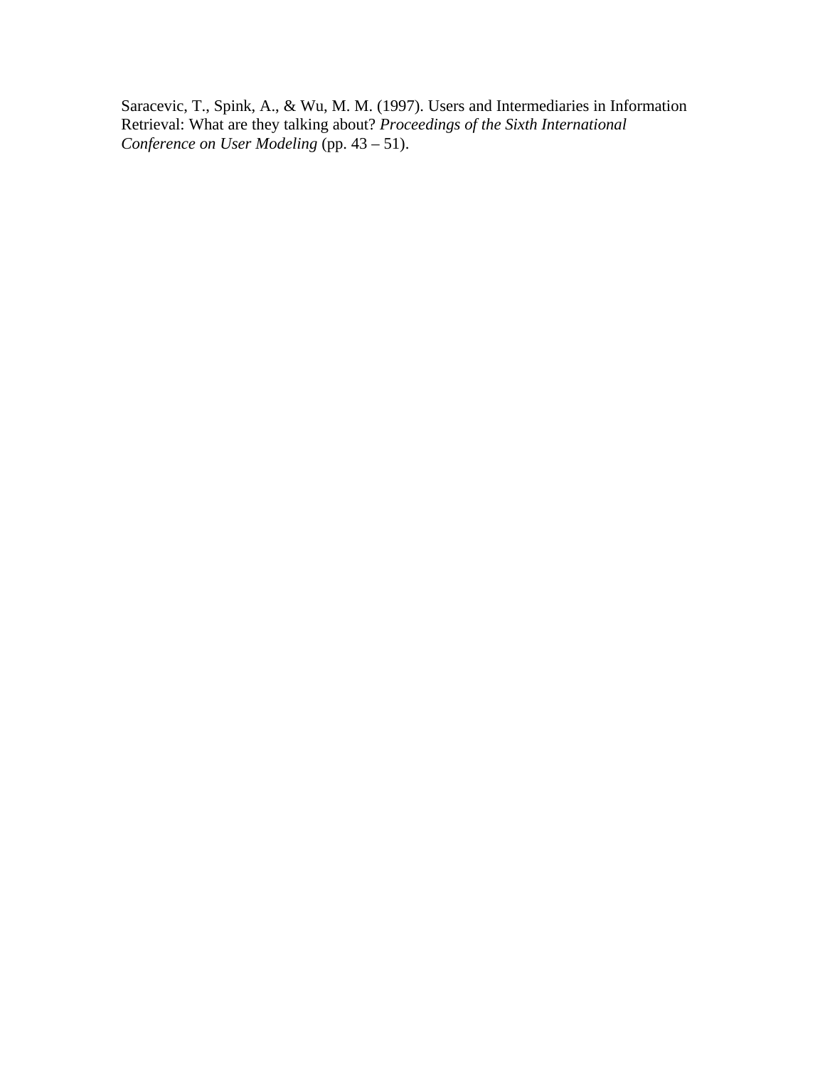Saracevic, T., Spink, A., & Wu, M. M. (1997). Users and Intermediaries in Information Retrieval: What are they talking about? *Proceedings of the Sixth International Conference on User Modeling* (pp. 43 – 51).